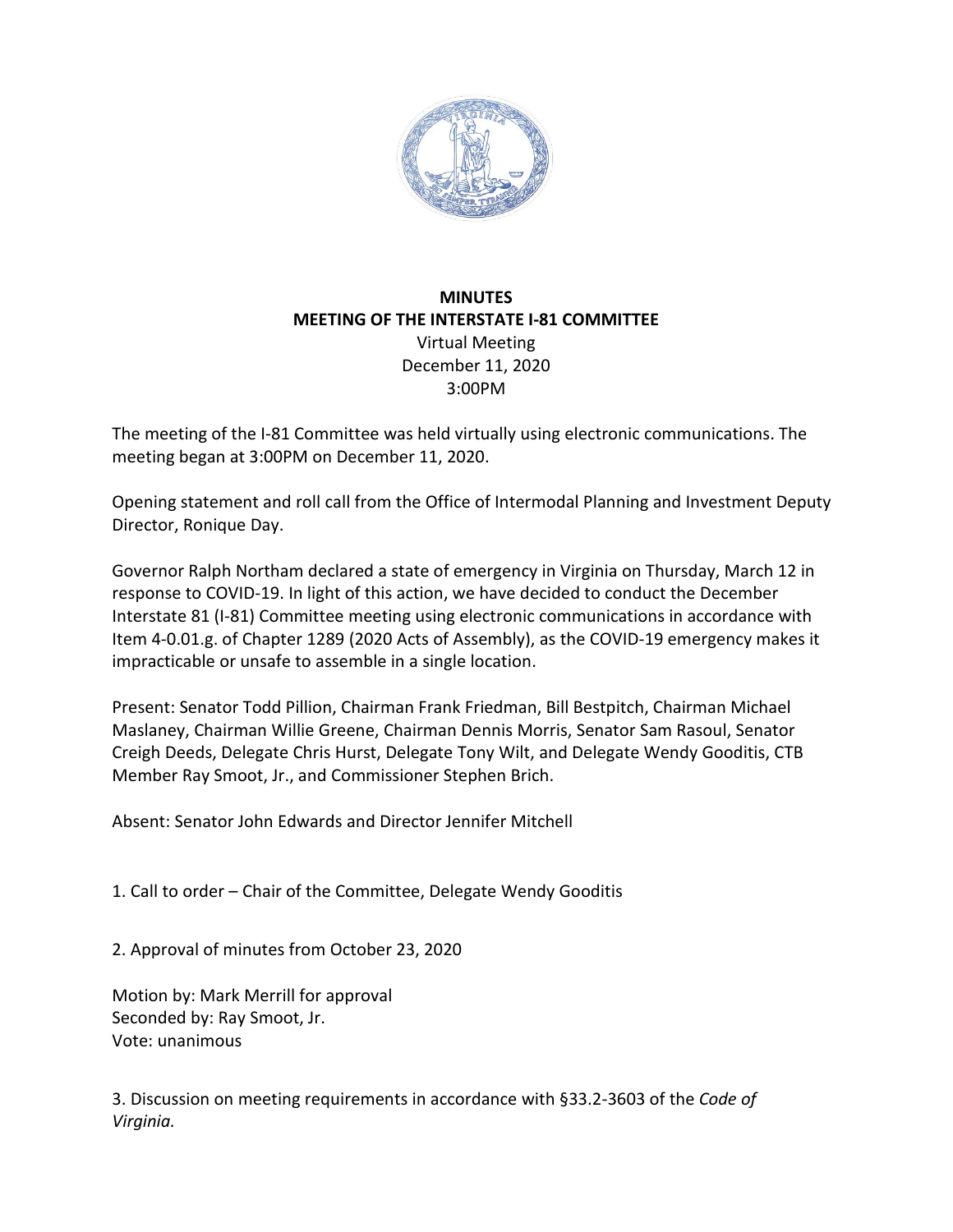**MINUTES**
**MEETING OF THE INTERSTATE I-81 COMMITTEE**
Virtual Meeting
December 11, 2020
3:00PM

The meeting of the I-81 Committee was held virtually using electronic communications. The meeting began at 3:00PM on December 11, 2020.

Opening statement and roll call from the Office of Intermodal Planning and Investment Deputy Director, Ronique Day.

Governor Ralph Northam declared a state of emergency in Virginia on Thursday, March 12 in response to COVID-19. In light of this action, we have decided to conduct the December Interstate 81 (I-81) Committee meeting using electronic communications in accordance with Item 4-0.01.g. of Chapter 1289 (2020 Acts of Assembly), as the COVID-19 emergency makes it impracticable or unsafe to assemble in a single location.

Present: Senator Todd Pillion, Chairman Frank Friedman, Bill Bestpitch, Chairman Michael Maslaney, Chairman Willie Greene, Chairman Dennis Morris, Senator Sam Rasoul, Senator Creigh Deeds, Delegate Chris Hurst, Delegate Tony Wilt, and Delegate Wendy Gooditis, CTB Member Ray Smoot, Jr., and Commissioner Stephen Brich.

Absent: Senator John Edwards and Director Jennifer Mitchell

1. Call to order – Chair of the Committee, Delegate Wendy Gooditis

2. Approval of minutes from October 23, 2020

Motion by: Mark Merrill for approval
Seconded by: Ray Smoot, Jr.
Vote: unanimous

3. Discussion on meeting requirements in accordance with §33.2-3603 of the *Code of Virginia.*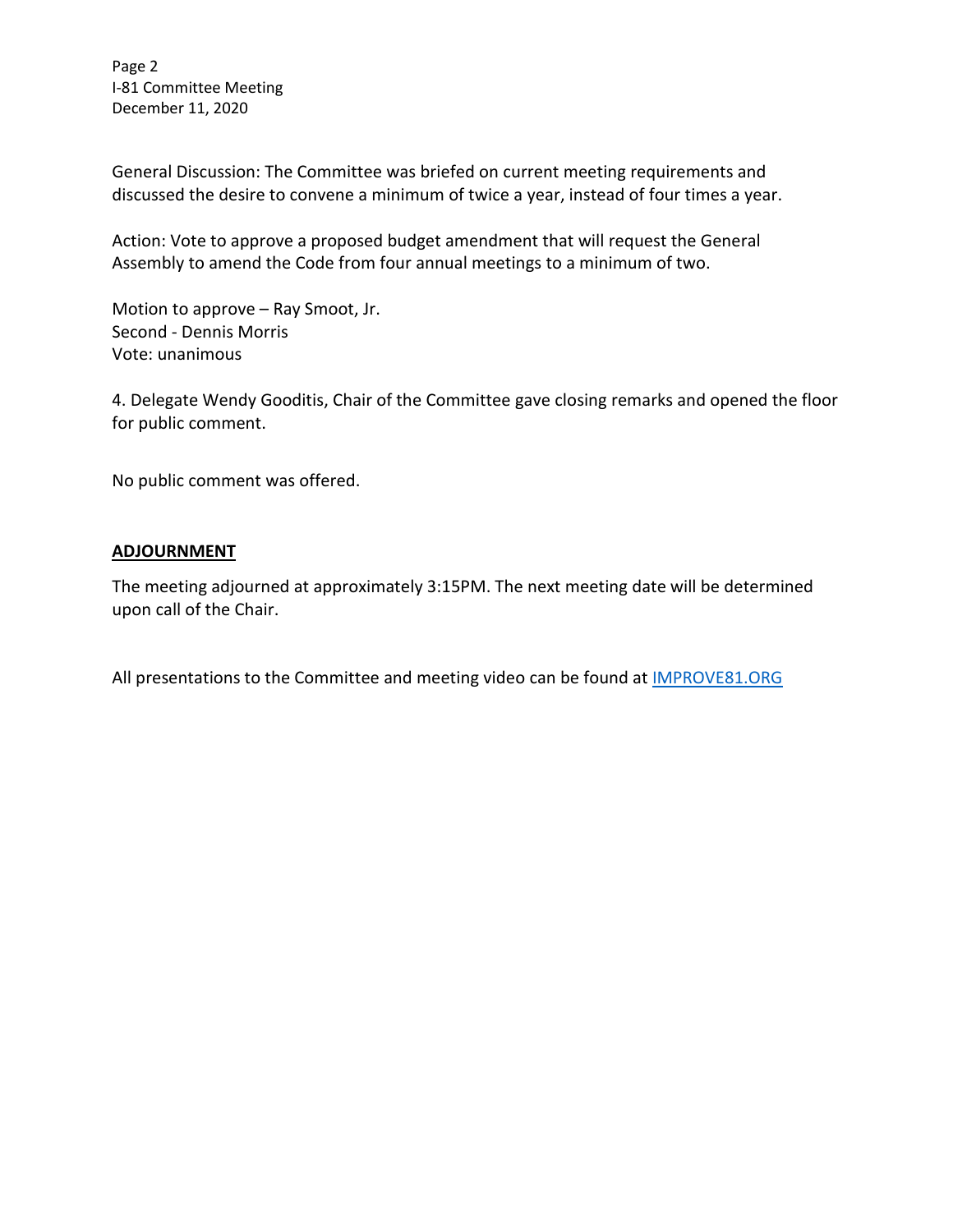General Discussion: The Committee was briefed on current meeting requirements and discussed the desire to convene a minimum of twice a year, instead of four times a year.

Action: Vote to approve a proposed budget amendment that will request the General Assembly to amend the Code from four annual meetings to a minimum of two.

Motion to approve – Ray Smoot, Jr.
Second - Dennis Morris
Vote: unanimous

4. Delegate Wendy Gooditis, Chair of the Committee gave closing remarks and opened the floor for public comment.

No public comment was offered.

**ADJOURNMENT**

The meeting adjourned at approximately 3:15PM. The next meeting date will be determined upon call of the Chair.

All presentations to the Committee and meeting video can be found at [IMPROVE81.ORG](IMPROVE81.ORG)